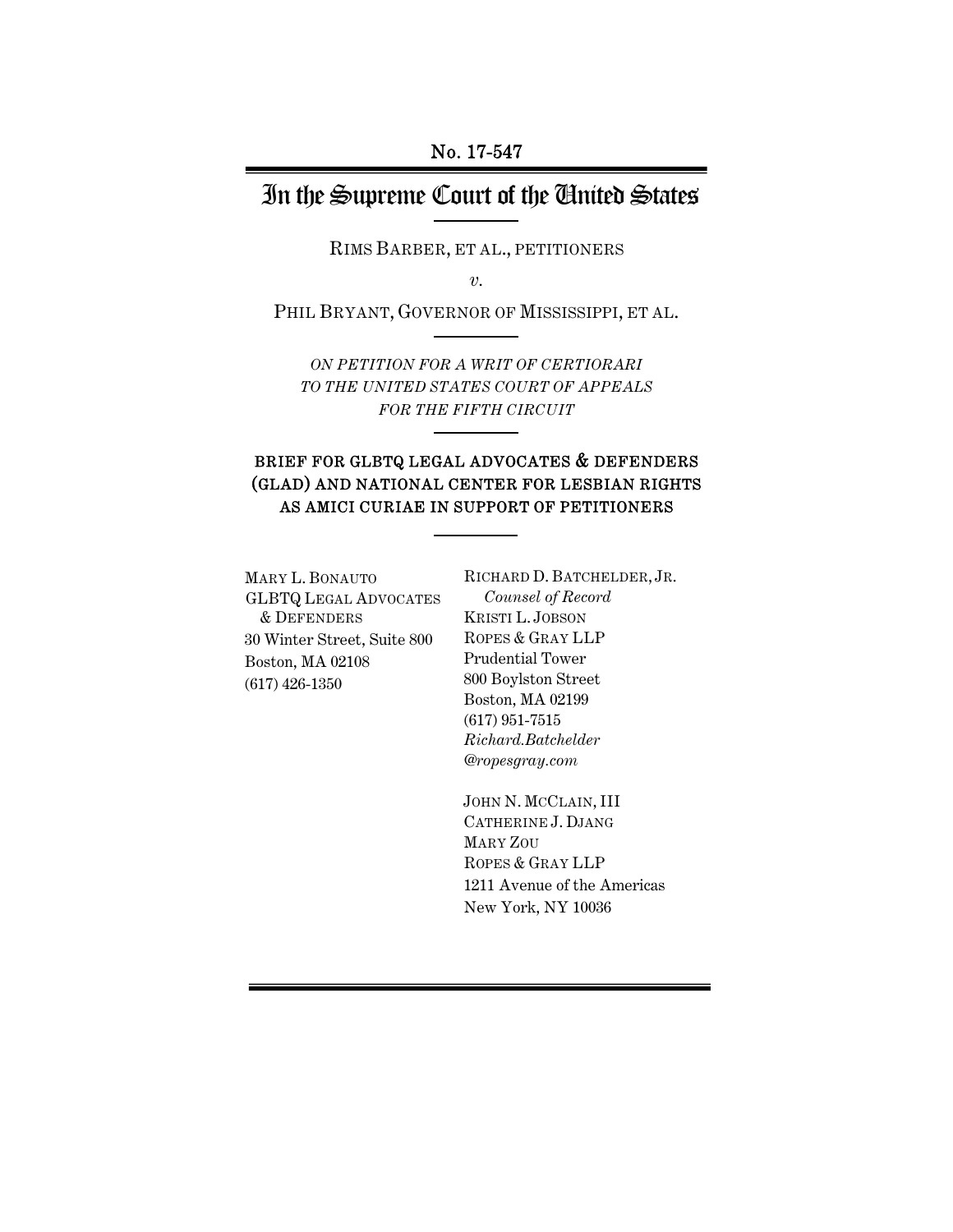No. 17-547

# In the Supreme Court of the United States

RIMS BARBER, ET AL., PETITIONERS

*v.*

PHIL BRYANT, GOVERNOR OF MISSISSIPPI, ET AL.

*ON PETITION FOR A WRIT OF CERTIORARI TO THE UNITED STATES COURT OF APPEALS FOR THE FIFTH CIRCUIT*

## BRIEF FOR GLBTQ LEGAL ADVOCATES & DEFENDERS (GLAD) AND NATIONAL CENTER FOR LESBIAN RIGHTS AS AMICI CURIAE IN SUPPORT OF PETITIONERS

MARY L. BONAUTO
GLBTQ LEGAL ADVOCATES & DEFENDERS
30 Winter Street, Suite 800
Boston, MA 02108
(617) 426-1350

RICHARD D. BATCHELDER, JR.
*Counsel of Record*
KRISTI L. JOBSON
ROPES & GRAY LLP
Prudential Tower
800 Boylston Street
Boston, MA 02199
(617) 951-7515
*Richard.Batchelder@ropesgray.com*

JOHN N. MCCLAIN, III
CATHERINE J. DJANG
MARY ZOU
ROPES & GRAY LLP
1211 Avenue of the Americas
New York, NY 10036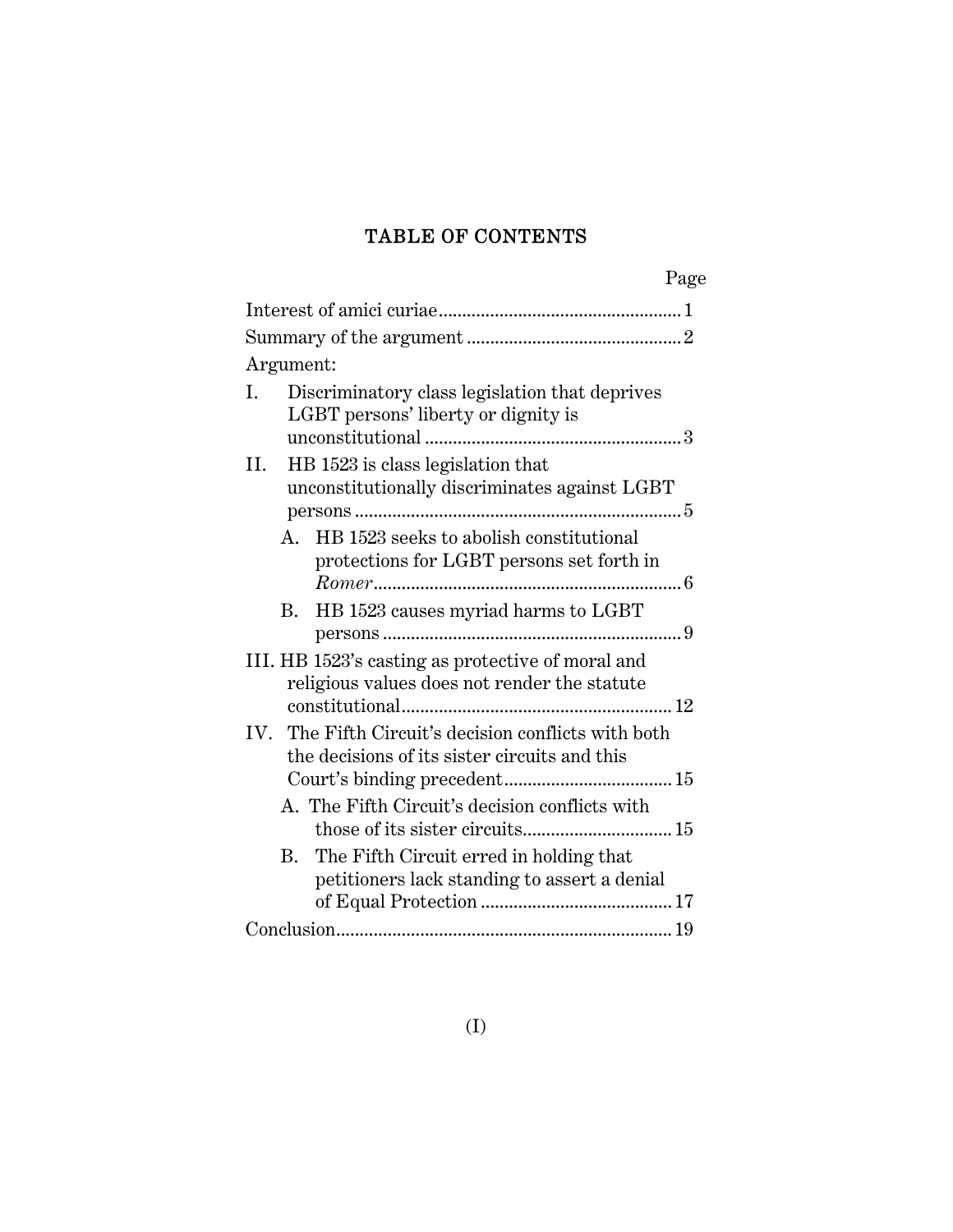# TABLE OF CONTENTS

| | Page |
|---|---|
| Interest of amici curiae | 1 |
| Summary of the argument | 2 |
| Argument: | |
| I. Discriminatory class legislation that deprives LGBT persons' liberty or dignity is unconstitutional | 3 |
| II. HB 1523 is class legislation that unconstitutionally discriminates against LGBT persons | 5 |
| A. HB 1523 seeks to abolish constitutional protections for LGBT persons set forth in *Romer* | 6 |
| B. HB 1523 causes myriad harms to LGBT persons | 9 |
| III. HB 1523's casting as protective of moral and religious values does not render the statute constitutional | 12 |
| IV. The Fifth Circuit's decision conflicts with both the decisions of its sister circuits and this Court's binding precedent | 15 |
| A. The Fifth Circuit's decision conflicts with those of its sister circuits | 15 |
| B. The Fifth Circuit erred in holding that petitioners lack standing to assert a denial of Equal Protection | 17 |
| Conclusion | 19 |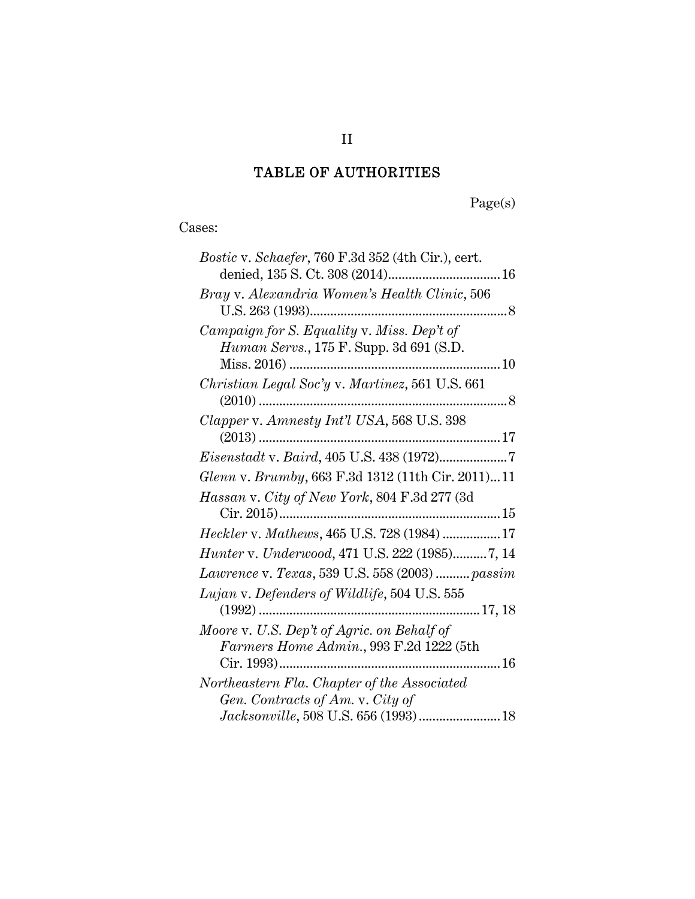# TABLE OF AUTHORITIES

Page(s)

Cases:

*Bostic* v. *Schaefer*, 760 F.3d 352 (4th Cir.), cert. denied, 135 S. Ct. 308 (2014)................................16

*Bray* v. *Alexandria Women's Health Clinic*, 506 U.S. 263 (1993)..........................................................8

*Campaign for S. Equality* v. *Miss. Dep't of Human Servs.*, 175 F. Supp. 3d 691 (S.D. Miss. 2016) .............................................................10

*Christian Legal Soc'y* v. *Martinez*, 561 U.S. 661 (2010) .........................................................................8

*Clapper* v. *Amnesty Int'l USA*, 568 U.S. 398 (2013) .......................................................................17

*Eisenstadt* v. *Baird*, 405 U.S. 438 (1972)...................7

*Glenn* v. *Brumby*, 663 F.3d 1312 (11th Cir. 2011)...11

*Hassan* v. *City of New York*, 804 F.3d 277 (3d Cir. 2015)................................................................15

*Heckler* v. *Mathews*, 465 U.S. 728 (1984) .................17

*Hunter* v. *Underwood*, 471 U.S. 222 (1985)..........7, 14

*Lawrence* v. *Texas*, 539 U.S. 558 (2003) .......... *passim*

*Lujan* v. *Defenders of Wildlife*, 504 U.S. 555 (1992) ................................................................17, 18

*Moore* v. *U.S. Dep't of Agric. on Behalf of Farmers Home Admin.*, 993 F.2d 1222 (5th Cir. 1993)................................................................16

*Northeastern Fla. Chapter of the Associated Gen. Contracts of Am.* v. *City of Jacksonville*, 508 U.S. 656 (1993) ........................18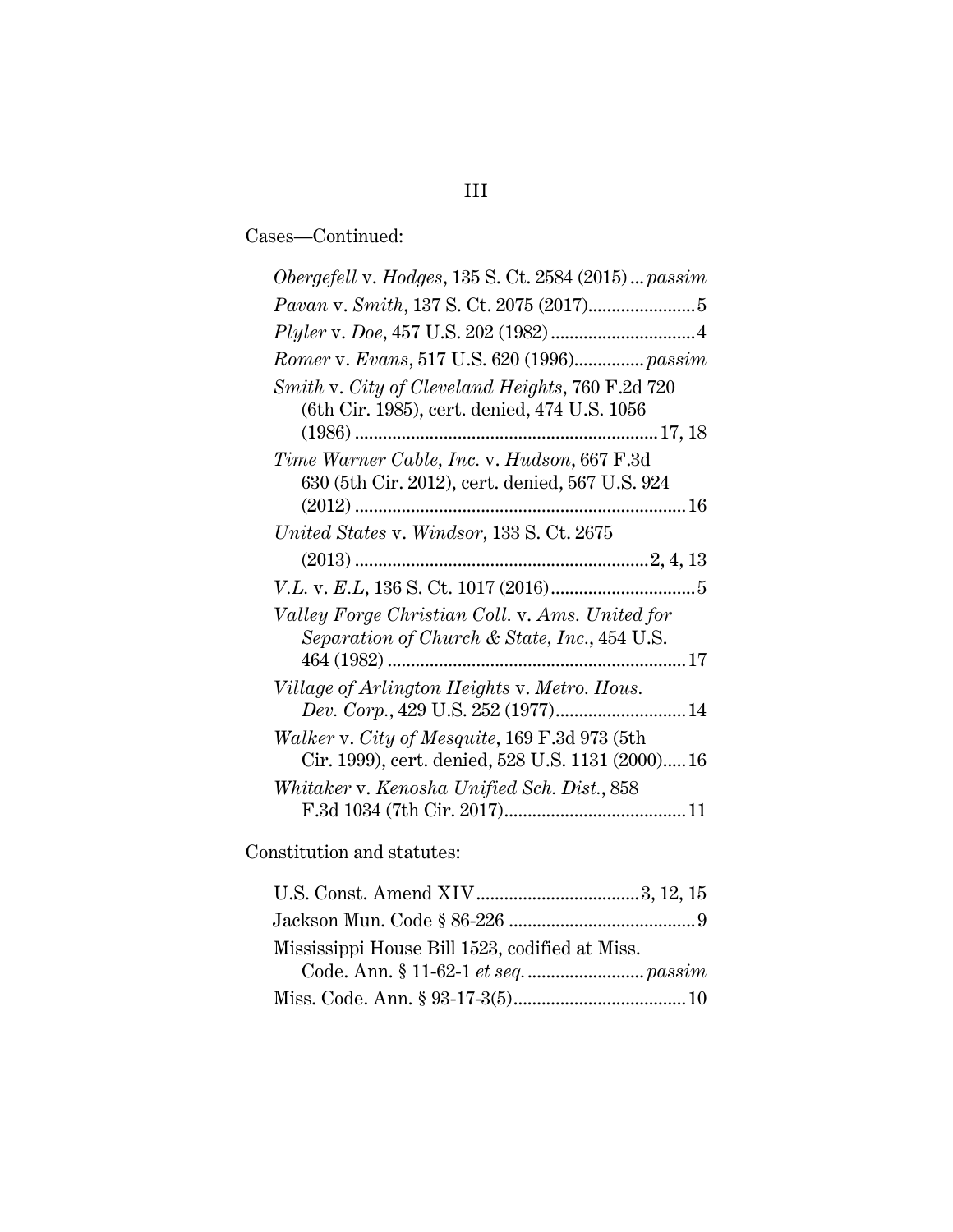Cases—Continued:

*Obergefell* v. *Hodges*, 135 S. Ct. 2584 (2015) ... *passim*

*Pavan* v. *Smith*, 137 S. Ct. 2075 (2017) ....................... 5

*Plyler* v. *Doe*, 457 U.S. 202 (1982) ............................... 4

*Romer* v. *Evans*, 517 U.S. 620 (1996) ............... *passim*

*Smith* v. *City of Cleveland Heights*, 760 F.2d 720 (6th Cir. 1985), cert. denied, 474 U.S. 1056 (1986) ................................................................ 17, 18

*Time Warner Cable, Inc.* v. *Hudson*, 667 F.3d 630 (5th Cir. 2012), cert. denied, 567 U.S. 924 (2012) ..................................................................... 16

*United States* v. *Windsor*, 133 S. Ct. 2675 (2013) ............................................................. 2, 4, 13

*V.L.* v. *E.L*, 136 S. Ct. 1017 (2016) ............................... 5

*Valley Forge Christian Coll.* v. *Ams. United for Separation of Church & State, Inc.*, 454 U.S. 464 (1982) ............................................................... 17

*Village of Arlington Heights* v. *Metro. Hous. Dev. Corp.*, 429 U.S. 252 (1977) ............................ 14

*Walker* v. *City of Mesquite*, 169 F.3d 973 (5th Cir. 1999), cert. denied, 528 U.S. 1131 (2000) ..... 16

*Whitaker* v. *Kenosha Unified Sch. Dist.*, 858 F.3d 1034 (7th Cir. 2017) ....................................... 11

Constitution and statutes:

U.S. Const. Amend XIV .................................. 3, 12, 15

Jackson Mun. Code § 86-226 ........................................ 9

Mississippi House Bill 1523, codified at Miss. Code. Ann. § 11-62-1 *et seq.* ......................... *passim*

Miss. Code. Ann. § 93-17-3(5) ..................................... 10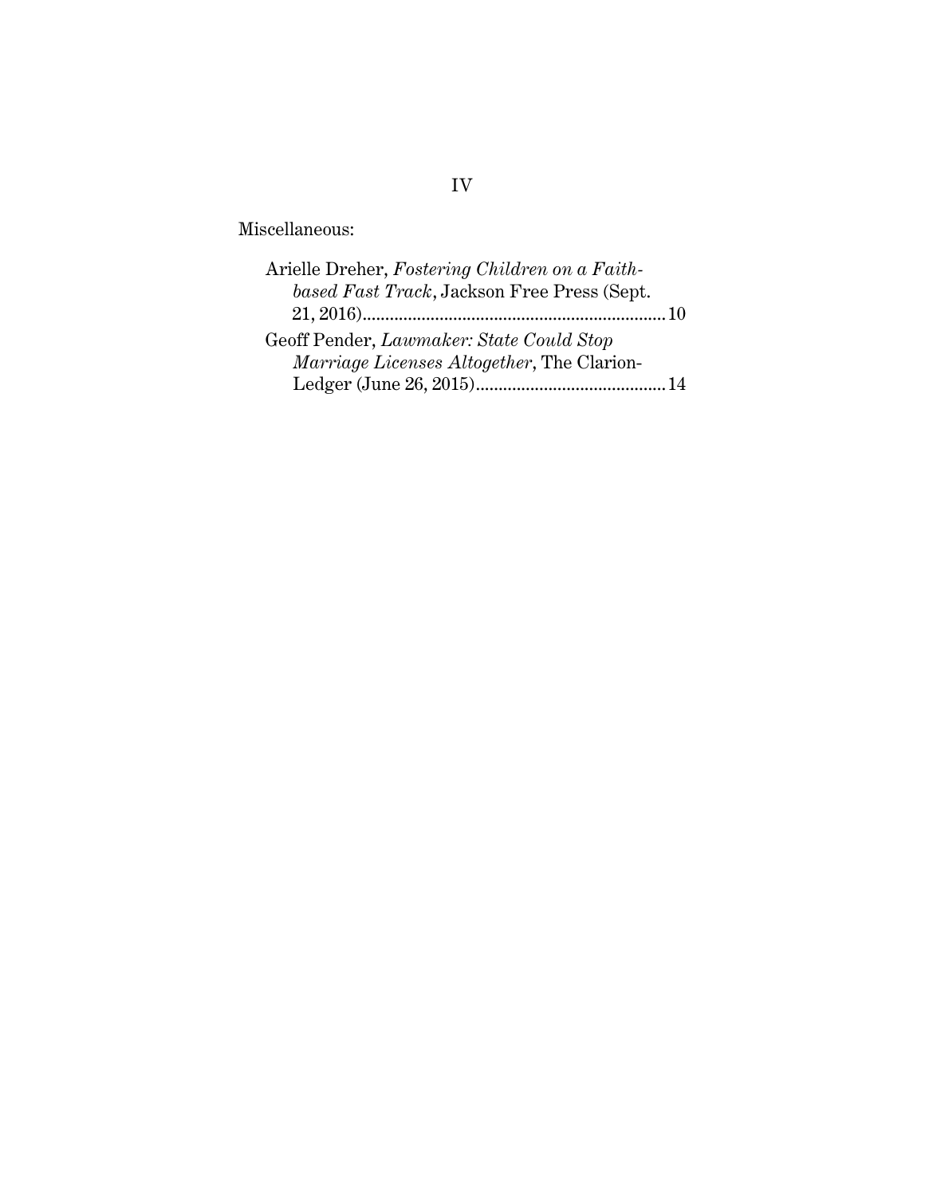Miscellaneous:

Arielle Dreher, *Fostering Children on a Faith-based Fast Track*, Jackson Free Press (Sept. 21, 2016).................................................................. 10

Geoff Pender, *Lawmaker: State Could Stop Marriage Licenses Altogether*, The Clarion-Ledger (June 26, 2015)......................................... 14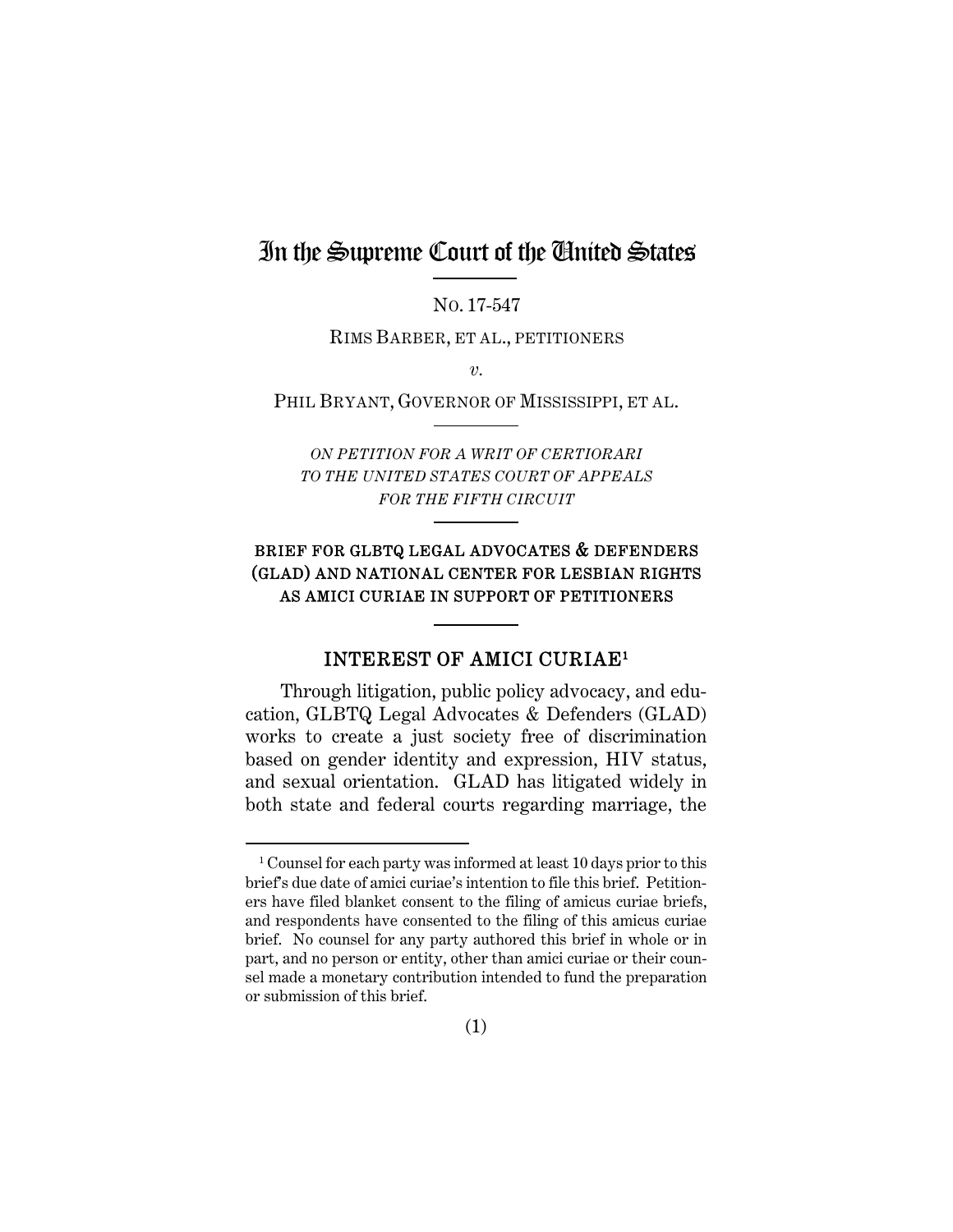# In the Supreme Court of the United States

NO. 17-547

RIMS BARBER, ET AL., PETITIONERS

*v.*

PHIL BRYANT, GOVERNOR OF MISSISSIPPI, ET AL.

*ON PETITION FOR A WRIT OF CERTIORARI TO THE UNITED STATES COURT OF APPEALS FOR THE FIFTH CIRCUIT*

## BRIEF FOR GLBTQ LEGAL ADVOCATES & DEFENDERS (GLAD) AND NATIONAL CENTER FOR LESBIAN RIGHTS AS AMICI CURIAE IN SUPPORT OF PETITIONERS

## INTEREST OF AMICI CURIAE[1]

Through litigation, public policy advocacy, and education, GLBTQ Legal Advocates & Defenders (GLAD) works to create a just society free of discrimination based on gender identity and expression, HIV status, and sexual orientation. GLAD has litigated widely in both state and federal courts regarding marriage, the

[1] Counsel for each party was informed at least 10 days prior to this brief's due date of amici curiae's intention to file this brief. Petitioners have filed blanket consent to the filing of amicus curiae briefs, and respondents have consented to the filing of this amicus curiae brief. No counsel for any party authored this brief in whole or in part, and no person or entity, other than amici curiae or their counsel made a monetary contribution intended to fund the preparation or submission of this brief.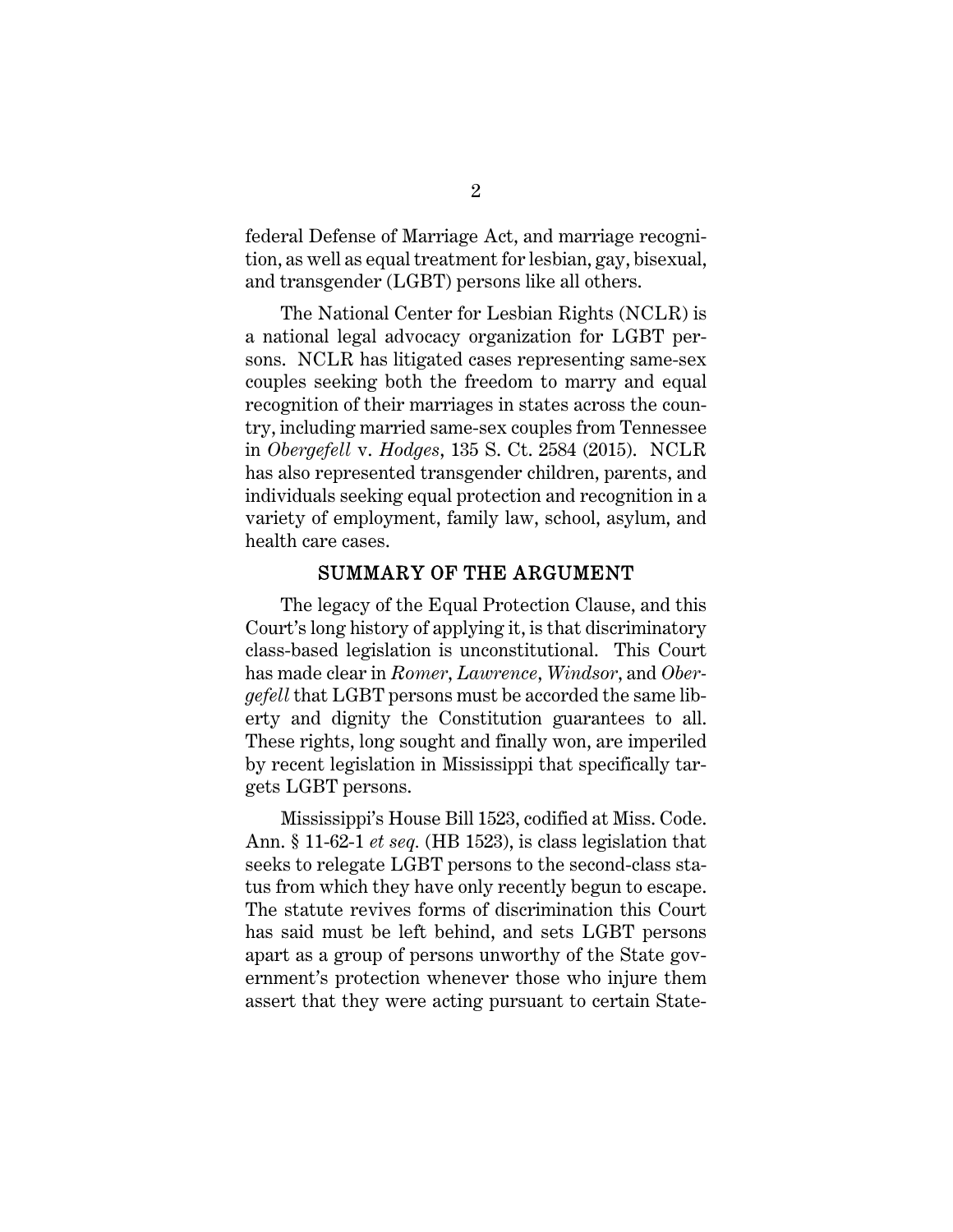federal Defense of Marriage Act, and marriage recognition, as well as equal treatment for lesbian, gay, bisexual, and transgender (LGBT) persons like all others.

The National Center for Lesbian Rights (NCLR) is a national legal advocacy organization for LGBT persons. NCLR has litigated cases representing same-sex couples seeking both the freedom to marry and equal recognition of their marriages in states across the country, including married same-sex couples from Tennessee in *Obergefell* v. *Hodges*, 135 S. Ct. 2584 (2015). NCLR has also represented transgender children, parents, and individuals seeking equal protection and recognition in a variety of employment, family law, school, asylum, and health care cases.

## SUMMARY OF THE ARGUMENT

The legacy of the Equal Protection Clause, and this Court's long history of applying it, is that discriminatory class-based legislation is unconstitutional. This Court has made clear in *Romer*, *Lawrence*, *Windsor*, and *Obergefell* that LGBT persons must be accorded the same liberty and dignity the Constitution guarantees to all. These rights, long sought and finally won, are imperiled by recent legislation in Mississippi that specifically targets LGBT persons.

Mississippi's House Bill 1523, codified at Miss. Code. Ann. § 11-62-1 *et seq.* (HB 1523), is class legislation that seeks to relegate LGBT persons to the second-class status from which they have only recently begun to escape. The statute revives forms of discrimination this Court has said must be left behind, and sets LGBT persons apart as a group of persons unworthy of the State government's protection whenever those who injure them assert that they were acting pursuant to certain State-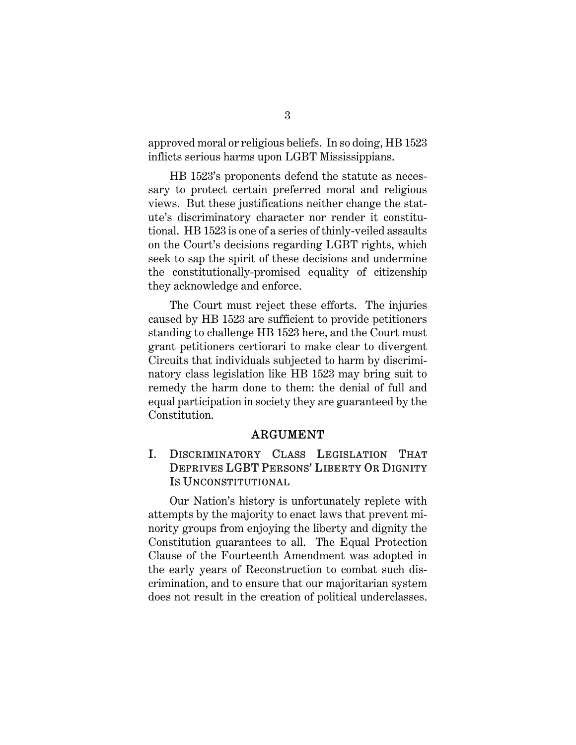approved moral or religious beliefs. In so doing, HB 1523 inflicts serious harms upon LGBT Mississippians.

HB 1523's proponents defend the statute as necessary to protect certain preferred moral and religious views. But these justifications neither change the statute's discriminatory character nor render it constitutional. HB 1523 is one of a series of thinly-veiled assaults on the Court's decisions regarding LGBT rights, which seek to sap the spirit of these decisions and undermine the constitutionally-promised equality of citizenship they acknowledge and enforce.

The Court must reject these efforts. The injuries caused by HB 1523 are sufficient to provide petitioners standing to challenge HB 1523 here, and the Court must grant petitioners certiorari to make clear to divergent Circuits that individuals subjected to harm by discriminatory class legislation like HB 1523 may bring suit to remedy the harm done to them: the denial of full and equal participation in society they are guaranteed by the Constitution.

## ARGUMENT

### I. Discriminatory Class Legislation That Deprives LGBT Persons' Liberty Or Dignity Is Unconstitutional

Our Nation's history is unfortunately replete with attempts by the majority to enact laws that prevent minority groups from enjoying the liberty and dignity the Constitution guarantees to all. The Equal Protection Clause of the Fourteenth Amendment was adopted in the early years of Reconstruction to combat such discrimination, and to ensure that our majoritarian system does not result in the creation of political underclasses.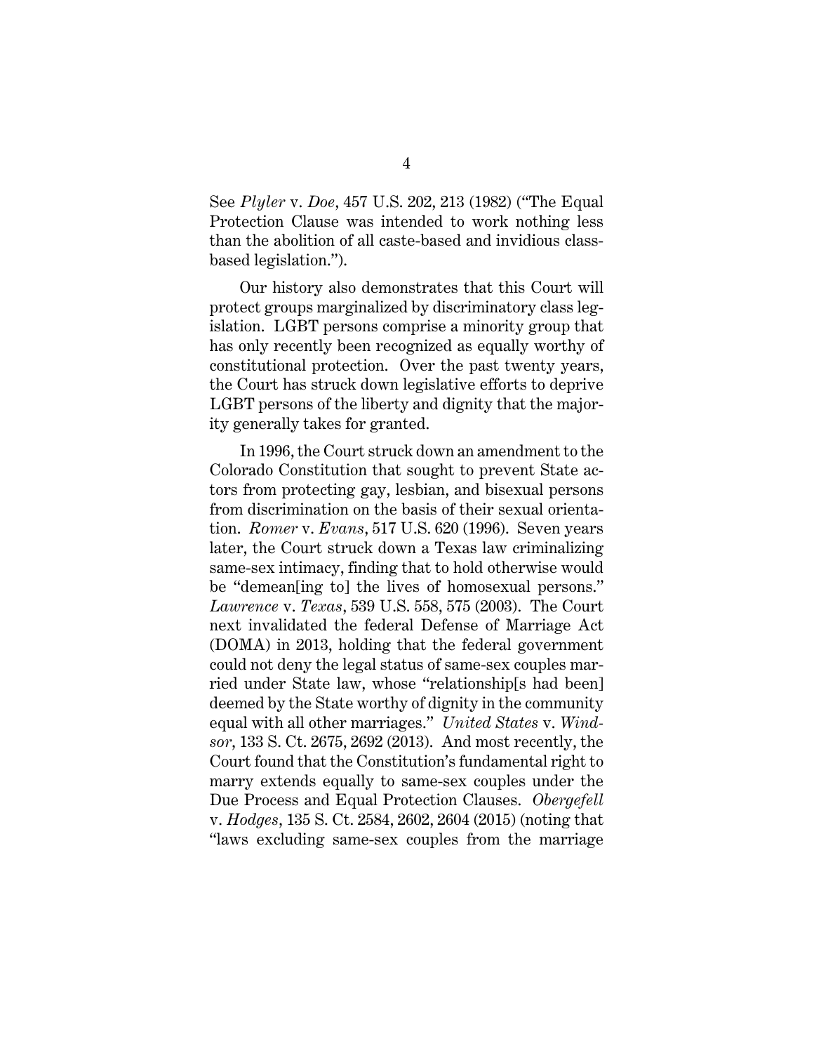See *Plyler* v. *Doe*, 457 U.S. 202, 213 (1982) ("The Equal Protection Clause was intended to work nothing less than the abolition of all caste-based and invidious class-based legislation.").

Our history also demonstrates that this Court will protect groups marginalized by discriminatory class legislation. LGBT persons comprise a minority group that has only recently been recognized as equally worthy of constitutional protection. Over the past twenty years, the Court has struck down legislative efforts to deprive LGBT persons of the liberty and dignity that the majority generally takes for granted.

In 1996, the Court struck down an amendment to the Colorado Constitution that sought to prevent State actors from protecting gay, lesbian, and bisexual persons from discrimination on the basis of their sexual orientation. *Romer* v. *Evans*, 517 U.S. 620 (1996). Seven years later, the Court struck down a Texas law criminalizing same-sex intimacy, finding that to hold otherwise would be "demean[ing to] the lives of homosexual persons." *Lawrence* v. *Texas*, 539 U.S. 558, 575 (2003). The Court next invalidated the federal Defense of Marriage Act (DOMA) in 2013, holding that the federal government could not deny the legal status of same-sex couples married under State law, whose "relationship[s had been] deemed by the State worthy of dignity in the community equal with all other marriages." *United States* v. *Windsor*, 133 S. Ct. 2675, 2692 (2013). And most recently, the Court found that the Constitution's fundamental right to marry extends equally to same-sex couples under the Due Process and Equal Protection Clauses. *Obergefell* v. *Hodges*, 135 S. Ct. 2584, 2602, 2604 (2015) (noting that "laws excluding same-sex couples from the marriage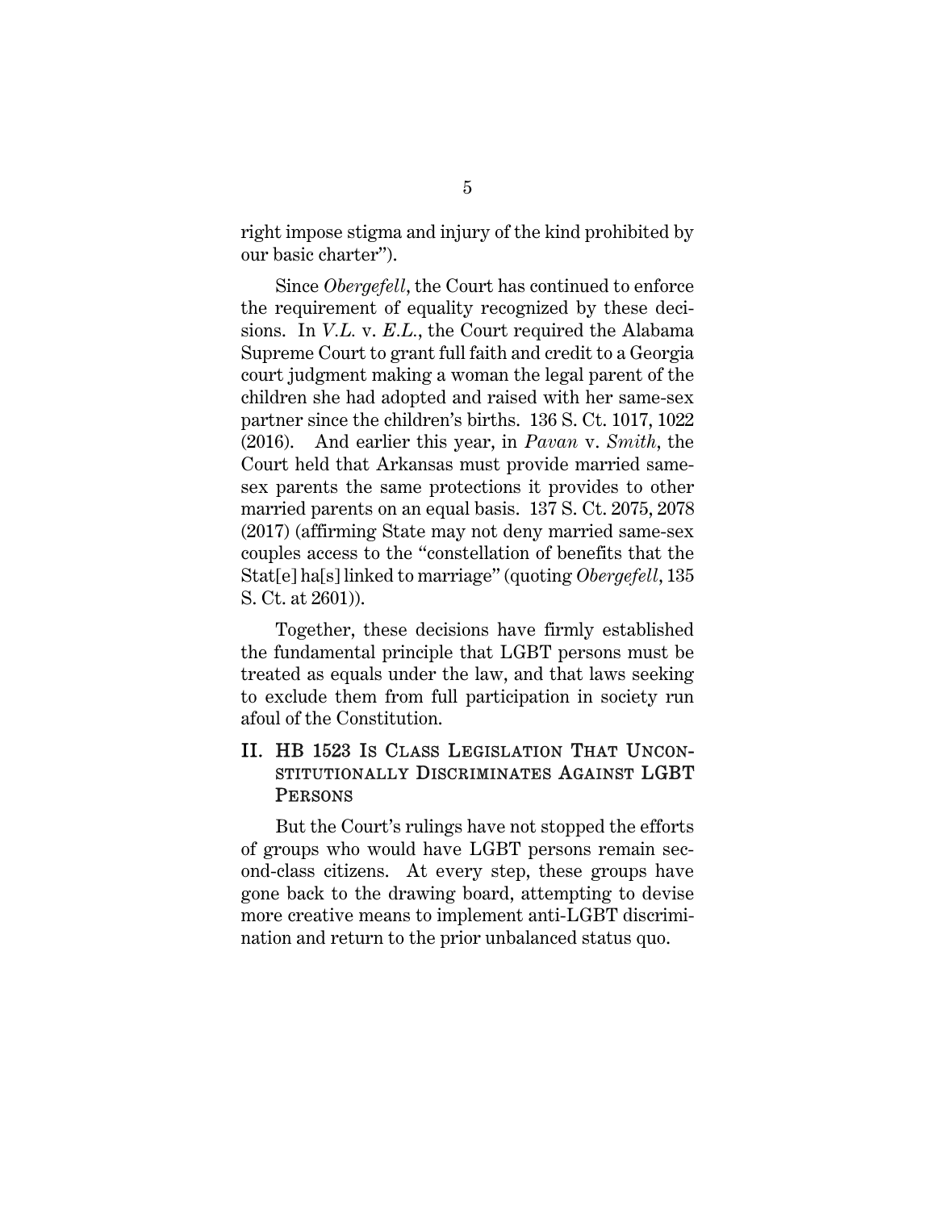right impose stigma and injury of the kind prohibited by our basic charter").

Since *Obergefell*, the Court has continued to enforce the requirement of equality recognized by these decisions. In *V.L.* v. *E.L.*, the Court required the Alabama Supreme Court to grant full faith and credit to a Georgia court judgment making a woman the legal parent of the children she had adopted and raised with her same-sex partner since the children's births. 136 S. Ct. 1017, 1022 (2016). And earlier this year, in *Pavan* v. *Smith*, the Court held that Arkansas must provide married same-sex parents the same protections it provides to other married parents on an equal basis. 137 S. Ct. 2075, 2078 (2017) (affirming State may not deny married same-sex couples access to the "constellation of benefits that the Stat[e] ha[s] linked to marriage" (quoting *Obergefell*, 135 S. Ct. at 2601)).

Together, these decisions have firmly established the fundamental principle that LGBT persons must be treated as equals under the law, and that laws seeking to exclude them from full participation in society run afoul of the Constitution.

## II. HB 1523 Is Class Legislation That Unconstitutionally Discriminates Against LGBT Persons

But the Court's rulings have not stopped the efforts of groups who would have LGBT persons remain second-class citizens. At every step, these groups have gone back to the drawing board, attempting to devise more creative means to implement anti-LGBT discrimination and return to the prior unbalanced status quo.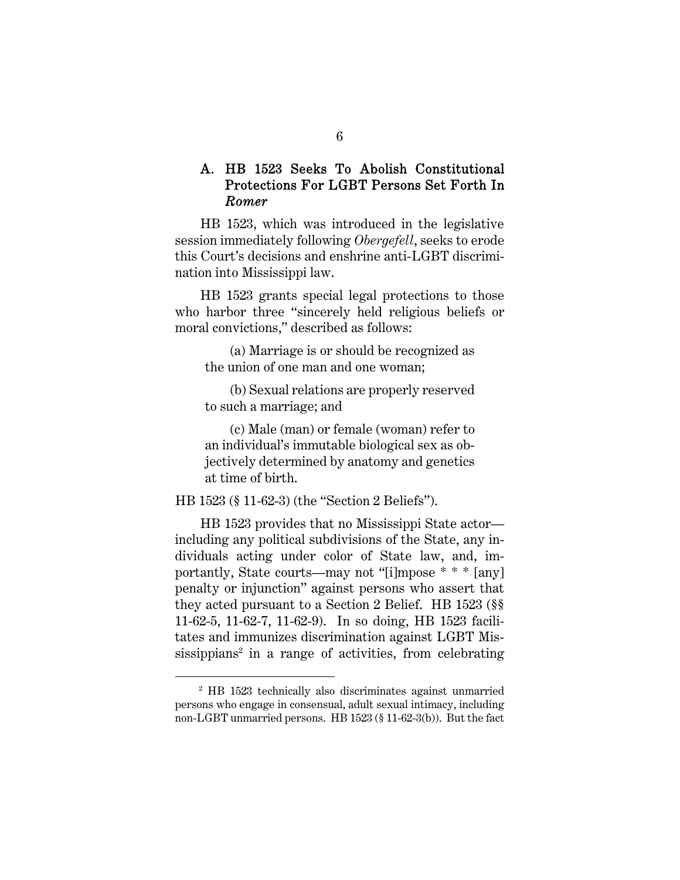### A. HB 1523 Seeks To Abolish Constitutional Protections For LGBT Persons Set Forth In *Romer*

HB 1523, which was introduced in the legislative session immediately following *Obergefell*, seeks to erode this Court's decisions and enshrine anti-LGBT discrimination into Mississippi law.

HB 1523 grants special legal protections to those who harbor three "sincerely held religious beliefs or moral convictions," described as follows:

> (a) Marriage is or should be recognized as the union of one man and one woman;
>
> (b) Sexual relations are properly reserved to such a marriage; and
>
> (c) Male (man) or female (woman) refer to an individual's immutable biological sex as objectively determined by anatomy and genetics at time of birth.

HB 1523 (§ 11-62-3) (the "Section 2 Beliefs").

HB 1523 provides that no Mississippi State actor—including any political subdivisions of the State, any individuals acting under color of State law, and, importantly, State courts—may not "[i]mpose * * * [any] penalty or injunction" against persons who assert that they acted pursuant to a Section 2 Belief. HB 1523 (§§ 11-62-5, 11-62-7, 11-62-9). In so doing, HB 1523 facilitates and immunizes discrimination against LGBT Mississippians[2] in a range of activities, from celebrating

[2] HB 1523 technically also discriminates against unmarried persons who engage in consensual, adult sexual intimacy, including non-LGBT unmarried persons. HB 1523 (§ 11-62-3(b)). But the fact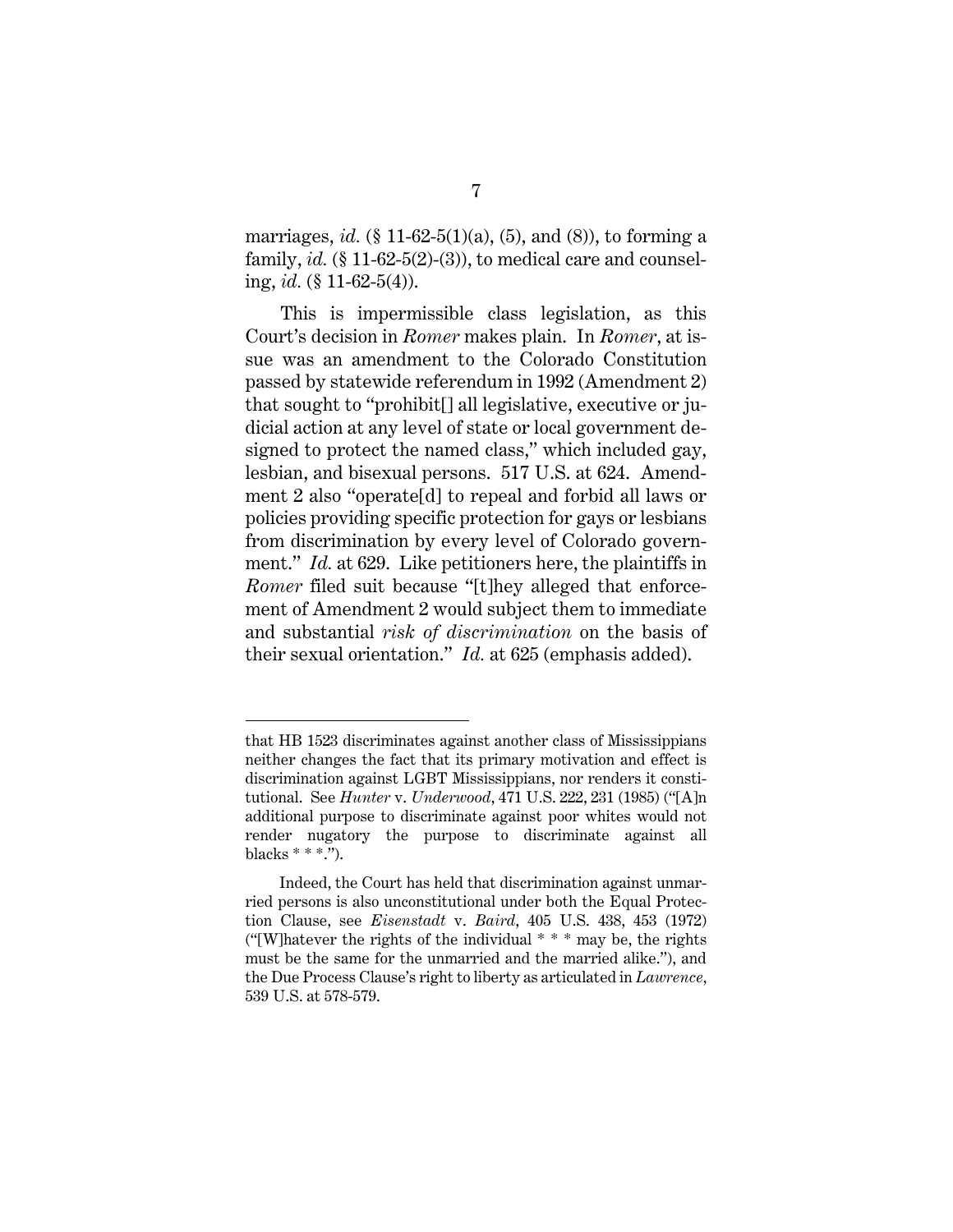marriages, *id.* (§ 11-62-5(1)(a), (5), and (8)), to forming a family, *id.* (§ 11-62-5(2)-(3)), to medical care and counseling, *id.* (§ 11-62-5(4)).

This is impermissible class legislation, as this Court's decision in *Romer* makes plain. In *Romer*, at issue was an amendment to the Colorado Constitution passed by statewide referendum in 1992 (Amendment 2) that sought to "prohibit[] all legislative, executive or judicial action at any level of state or local government designed to protect the named class," which included gay, lesbian, and bisexual persons. 517 U.S. at 624. Amendment 2 also "operate[d] to repeal and forbid all laws or policies providing specific protection for gays or lesbians from discrimination by every level of Colorado government." *Id.* at 629. Like petitioners here, the plaintiffs in *Romer* filed suit because "[t]hey alleged that enforcement of Amendment 2 would subject them to immediate and substantial *risk of discrimination* on the basis of their sexual orientation." *Id.* at 625 (emphasis added).

---

that HB 1523 discriminates against another class of Mississippians neither changes the fact that its primary motivation and effect is discrimination against LGBT Mississippians, nor renders it constitutional. See *Hunter* v. *Underwood*, 471 U.S. 222, 231 (1985) ("[A]n additional purpose to discriminate against poor whites would not render nugatory the purpose to discriminate against all blacks * * *.").

Indeed, the Court has held that discrimination against unmarried persons is also unconstitutional under both the Equal Protection Clause, see *Eisenstadt* v. *Baird*, 405 U.S. 438, 453 (1972) ("[W]hatever the rights of the individual * * * may be, the rights must be the same for the unmarried and the married alike."), and the Due Process Clause's right to liberty as articulated in *Lawrence*, 539 U.S. at 578-579.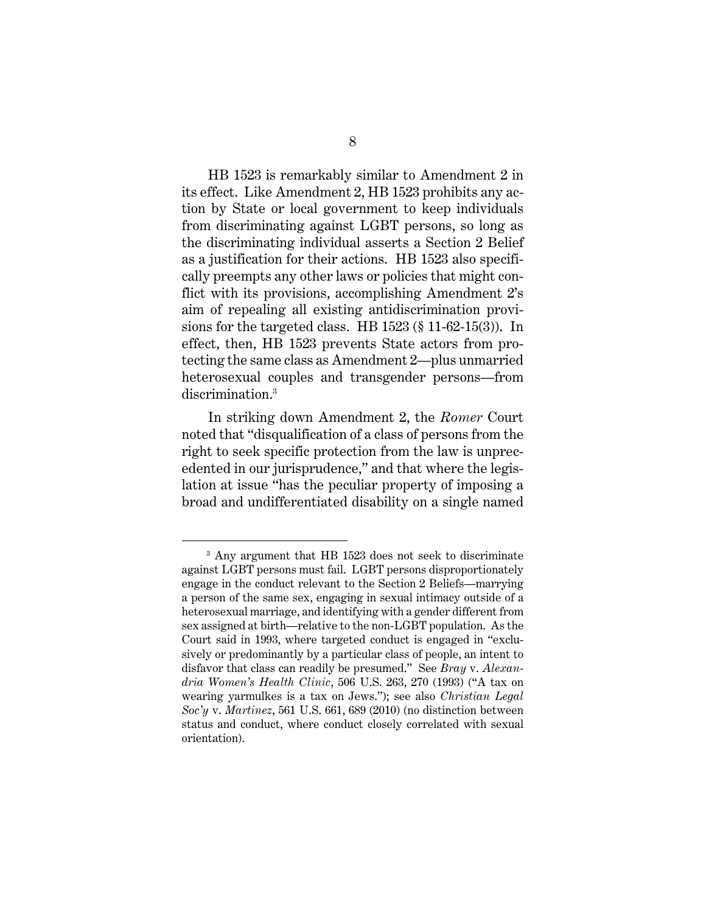HB 1523 is remarkably similar to Amendment 2 in its effect. Like Amendment 2, HB 1523 prohibits any action by State or local government to keep individuals from discriminating against LGBT persons, so long as the discriminating individual asserts a Section 2 Belief as a justification for their actions. HB 1523 also specifically preempts any other laws or policies that might conflict with its provisions, accomplishing Amendment 2's aim of repealing all existing antidiscrimination provisions for the targeted class. HB 1523 (§ 11-62-15(3)). In effect, then, HB 1523 prevents State actors from protecting the same class as Amendment 2—plus unmarried heterosexual couples and transgender persons—from discrimination.[3]

In striking down Amendment 2, the *Romer* Court noted that "disqualification of a class of persons from the right to seek specific protection from the law is unprecedented in our jurisprudence," and that where the legislation at issue "has the peculiar property of imposing a broad and undifferentiated disability on a single named

---

[3] Any argument that HB 1523 does not seek to discriminate against LGBT persons must fail. LGBT persons disproportionately engage in the conduct relevant to the Section 2 Beliefs—marrying a person of the same sex, engaging in sexual intimacy outside of a heterosexual marriage, and identifying with a gender different from sex assigned at birth—relative to the non-LGBT population. As the Court said in 1993, where targeted conduct is engaged in "exclusively or predominantly by a particular class of people, an intent to disfavor that class can readily be presumed." See *Bray* v. *Alexandria Women's Health Clinic*, 506 U.S. 263, 270 (1993) ("A tax on wearing yarmulkes is a tax on Jews."); see also *Christian Legal Soc'y* v. *Martinez*, 561 U.S. 661, 689 (2010) (no distinction between status and conduct, where conduct closely correlated with sexual orientation).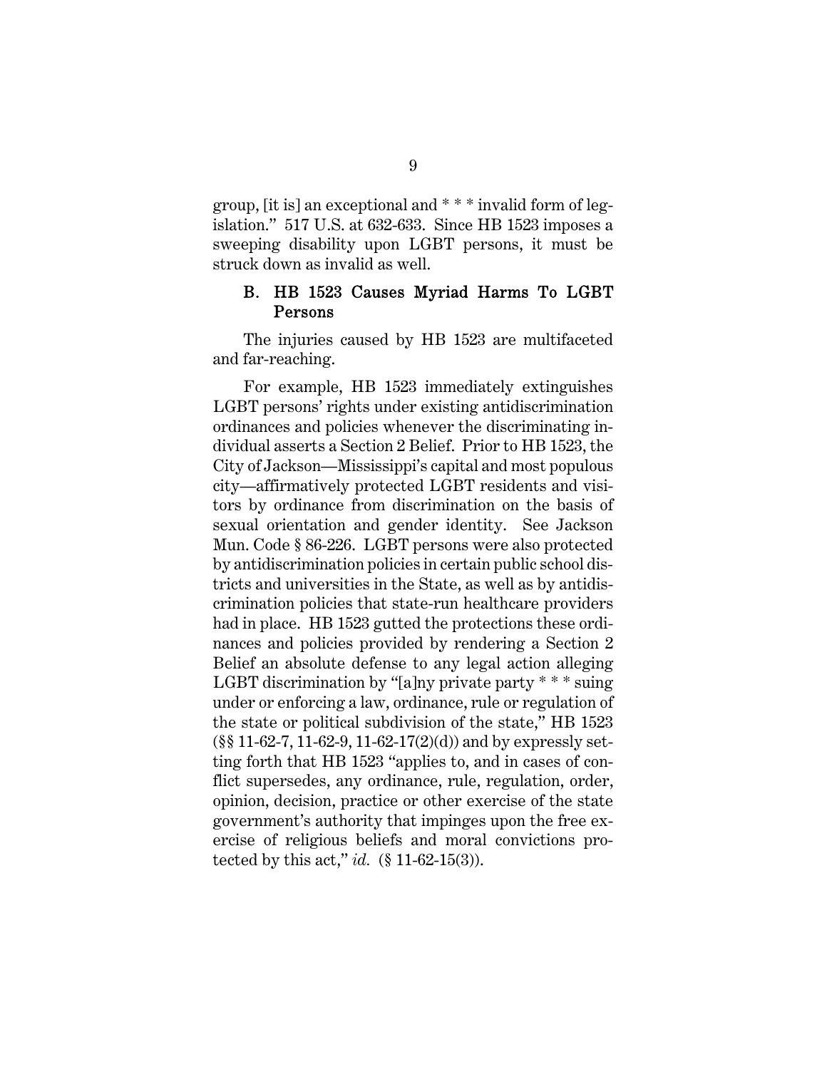group, [it is] an exceptional and * * * invalid form of legislation." 517 U.S. at 632-633. Since HB 1523 imposes a sweeping disability upon LGBT persons, it must be struck down as invalid as well.

### B. HB 1523 Causes Myriad Harms To LGBT Persons

The injuries caused by HB 1523 are multifaceted and far-reaching.

For example, HB 1523 immediately extinguishes LGBT persons' rights under existing antidiscrimination ordinances and policies whenever the discriminating individual asserts a Section 2 Belief. Prior to HB 1523, the City of Jackson—Mississippi's capital and most populous city—affirmatively protected LGBT residents and visitors by ordinance from discrimination on the basis of sexual orientation and gender identity. See Jackson Mun. Code § 86-226. LGBT persons were also protected by antidiscrimination policies in certain public school districts and universities in the State, as well as by antidiscrimination policies that state-run healthcare providers had in place. HB 1523 gutted the protections these ordinances and policies provided by rendering a Section 2 Belief an absolute defense to any legal action alleging LGBT discrimination by "[a]ny private party * * * suing under or enforcing a law, ordinance, rule or regulation of the state or political subdivision of the state," HB 1523 (§§ 11-62-7, 11-62-9, 11-62-17(2)(d)) and by expressly setting forth that HB 1523 "applies to, and in cases of conflict supersedes, any ordinance, rule, regulation, order, opinion, decision, practice or other exercise of the state government's authority that impinges upon the free exercise of religious beliefs and moral convictions protected by this act," *id.* (§ 11-62-15(3)).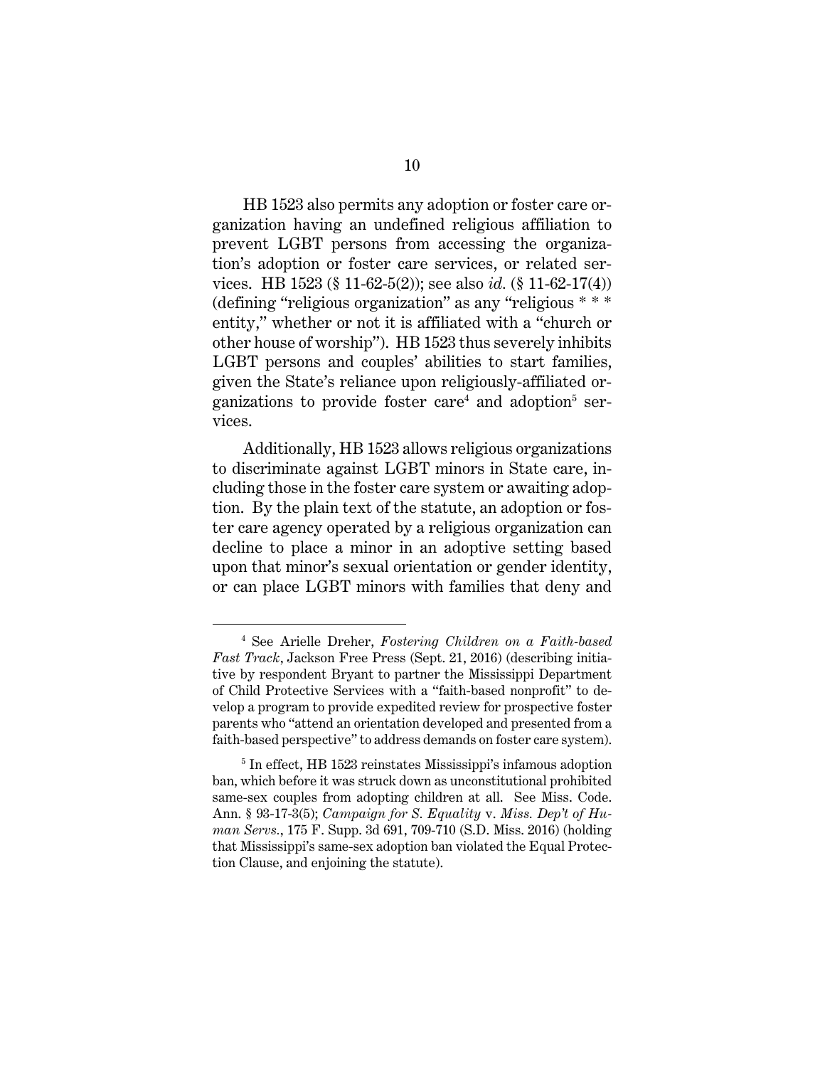HB 1523 also permits any adoption or foster care organization having an undefined religious affiliation to prevent LGBT persons from accessing the organization's adoption or foster care services, or related services. HB 1523 (§ 11-62-5(2)); see also *id.* (§ 11-62-17(4)) (defining "religious organization" as any "religious * * * entity," whether or not it is affiliated with a "church or other house of worship"). HB 1523 thus severely inhibits LGBT persons and couples' abilities to start families, given the State's reliance upon religiously-affiliated organizations to provide foster care[4] and adoption[5] services.

Additionally, HB 1523 allows religious organizations to discriminate against LGBT minors in State care, including those in the foster care system or awaiting adoption. By the plain text of the statute, an adoption or foster care agency operated by a religious organization can decline to place a minor in an adoptive setting based upon that minor's sexual orientation or gender identity, or can place LGBT minors with families that deny and

---

[4] See Arielle Dreher, *Fostering Children on a Faith-based Fast Track*, Jackson Free Press (Sept. 21, 2016) (describing initiative by respondent Bryant to partner the Mississippi Department of Child Protective Services with a "faith-based nonprofit" to develop a program to provide expedited review for prospective foster parents who "attend an orientation developed and presented from a faith-based perspective" to address demands on foster care system).

[5] In effect, HB 1523 reinstates Mississippi's infamous adoption ban, which before it was struck down as unconstitutional prohibited same-sex couples from adopting children at all. See Miss. Code. Ann. § 93-17-3(5); *Campaign for S. Equality* v. *Miss. Dep't of Human Servs.*, 175 F. Supp. 3d 691, 709-710 (S.D. Miss. 2016) (holding that Mississippi's same-sex adoption ban violated the Equal Protection Clause, and enjoining the statute).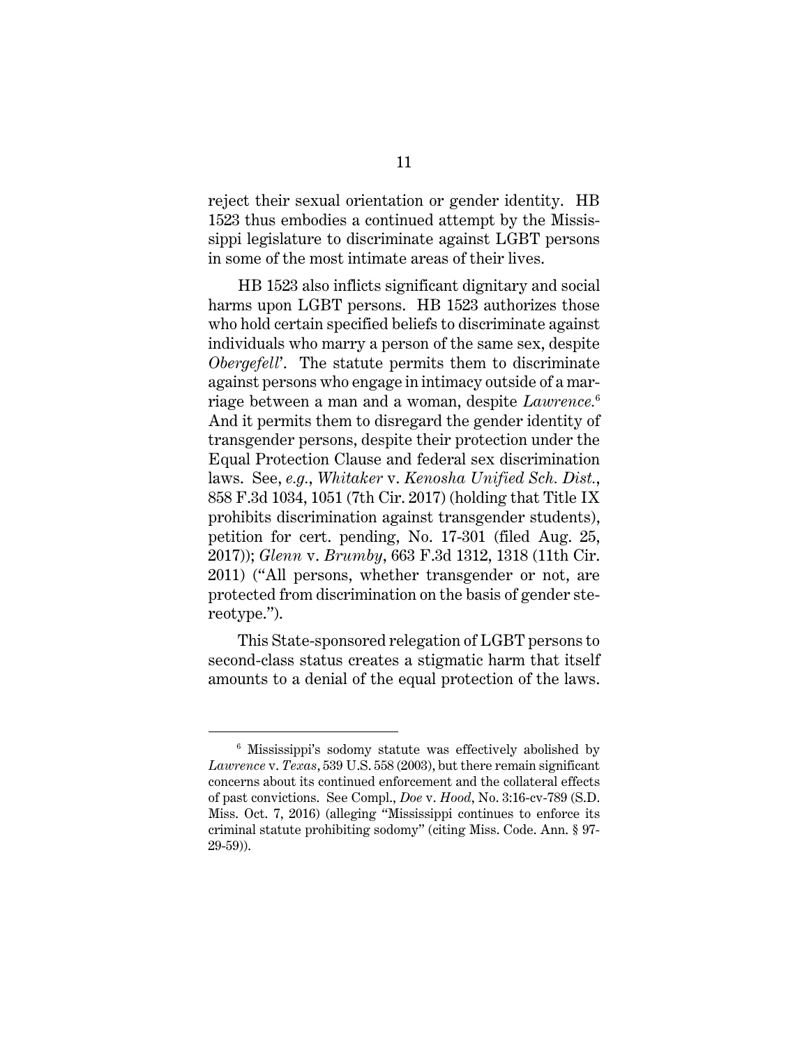reject their sexual orientation or gender identity. HB 1523 thus embodies a continued attempt by the Mississippi legislature to discriminate against LGBT persons in some of the most intimate areas of their lives.

HB 1523 also inflicts significant dignitary and social harms upon LGBT persons. HB 1523 authorizes those who hold certain specified beliefs to discriminate against individuals who marry a person of the same sex, despite *Obergefell*. The statute permits them to discriminate against persons who engage in intimacy outside of a marriage between a man and a woman, despite *Lawrence*.[6] And it permits them to disregard the gender identity of transgender persons, despite their protection under the Equal Protection Clause and federal sex discrimination laws. See, *e.g.*, *Whitaker* v. *Kenosha Unified Sch. Dist.*, 858 F.3d 1034, 1051 (7th Cir. 2017) (holding that Title IX prohibits discrimination against transgender students), petition for cert. pending, No. 17-301 (filed Aug. 25, 2017)); *Glenn* v. *Brumby*, 663 F.3d 1312, 1318 (11th Cir. 2011) ("All persons, whether transgender or not, are protected from discrimination on the basis of gender stereotype.").

This State-sponsored relegation of LGBT persons to second-class status creates a stigmatic harm that itself amounts to a denial of the equal protection of the laws.

---

[6] Mississippi's sodomy statute was effectively abolished by *Lawrence* v. *Texas*, 539 U.S. 558 (2003), but there remain significant concerns about its continued enforcement and the collateral effects of past convictions. See Compl., *Doe* v. *Hood*, No. 3:16-cv-789 (S.D. Miss. Oct. 7, 2016) (alleging "Mississippi continues to enforce its criminal statute prohibiting sodomy" (citing Miss. Code. Ann. § 97-29-59)).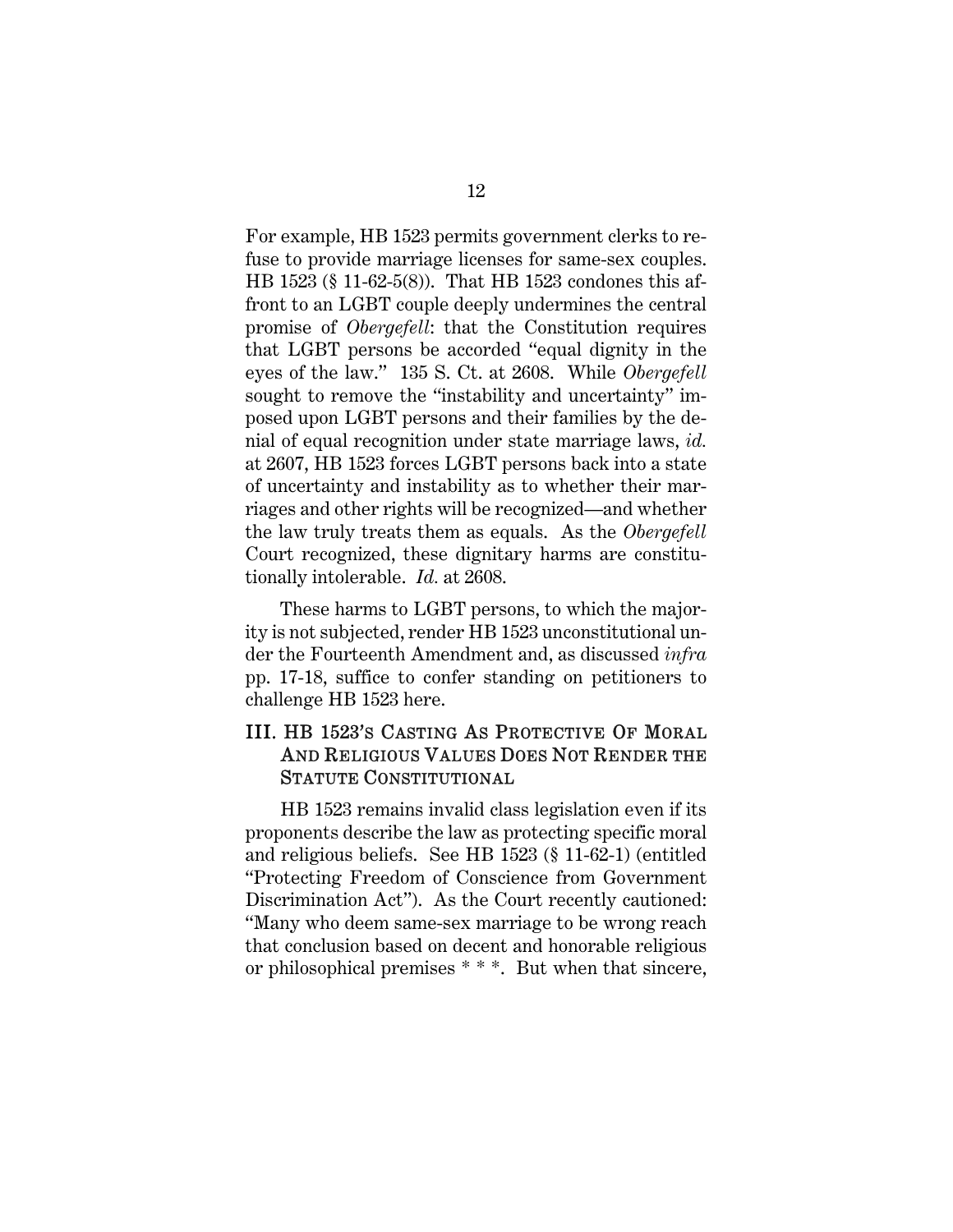For example, HB 1523 permits government clerks to refuse to provide marriage licenses for same-sex couples. HB 1523 (§ 11-62-5(8)). That HB 1523 condones this affront to an LGBT couple deeply undermines the central promise of *Obergefell*: that the Constitution requires that LGBT persons be accorded "equal dignity in the eyes of the law." 135 S. Ct. at 2608. While *Obergefell* sought to remove the "instability and uncertainty" imposed upon LGBT persons and their families by the denial of equal recognition under state marriage laws, *id.* at 2607, HB 1523 forces LGBT persons back into a state of uncertainty and instability as to whether their marriages and other rights will be recognized—and whether the law truly treats them as equals. As the *Obergefell* Court recognized, these dignitary harms are constitutionally intolerable. *Id.* at 2608.

These harms to LGBT persons, to which the majority is not subjected, render HB 1523 unconstitutional under the Fourteenth Amendment and, as discussed *infra* pp. 17-18, suffice to confer standing on petitioners to challenge HB 1523 here.

## III. HB 1523's Casting As Protective Of Moral And Religious Values Does Not Render the Statute Constitutional

HB 1523 remains invalid class legislation even if its proponents describe the law as protecting specific moral and religious beliefs. See HB 1523 (§ 11-62-1) (entitled "Protecting Freedom of Conscience from Government Discrimination Act"). As the Court recently cautioned: "Many who deem same-sex marriage to be wrong reach that conclusion based on decent and honorable religious or philosophical premises * * *. But when that sincere,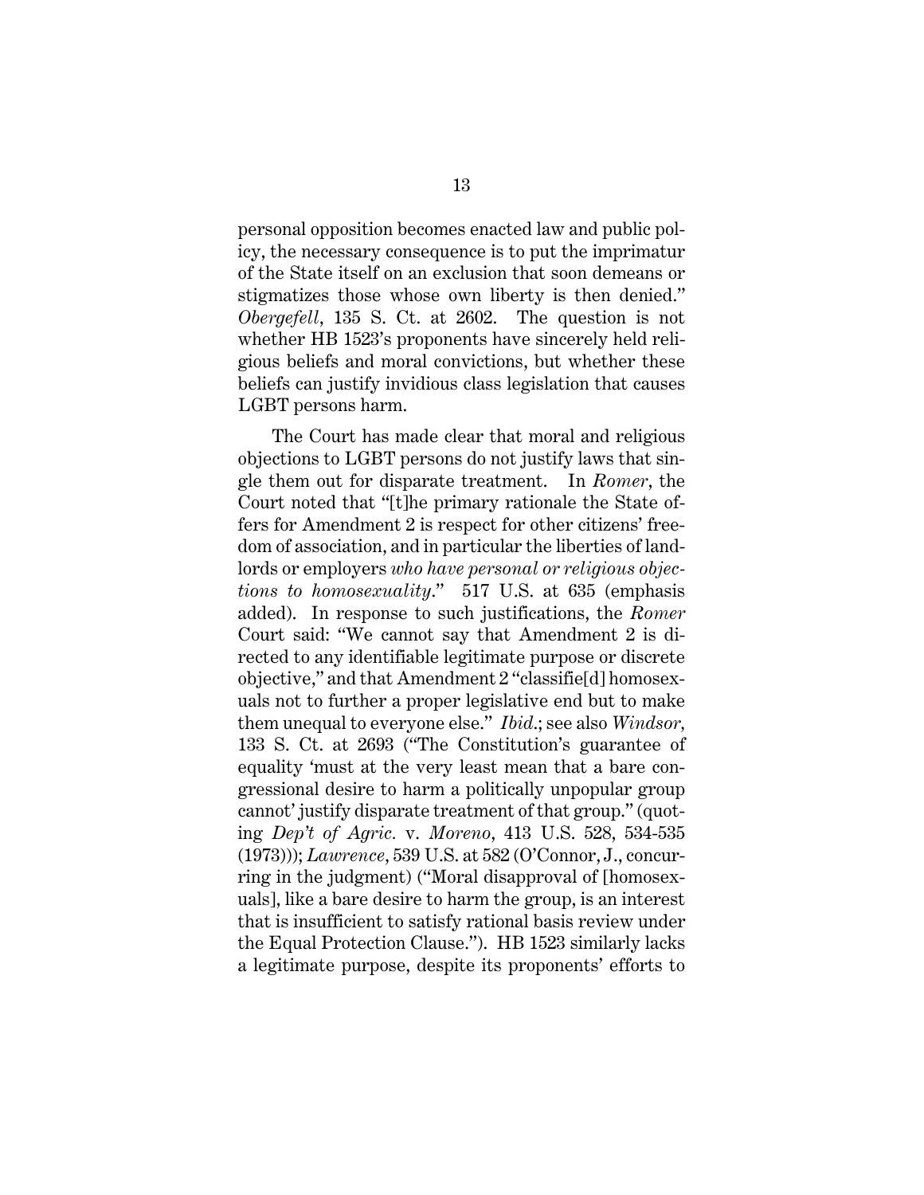personal opposition becomes enacted law and public policy, the necessary consequence is to put the imprimatur of the State itself on an exclusion that soon demeans or stigmatizes those whose own liberty is then denied." *Obergefell*, 135 S. Ct. at 2602. The question is not whether HB 1523's proponents have sincerely held religious beliefs and moral convictions, but whether these beliefs can justify invidious class legislation that causes LGBT persons harm.

The Court has made clear that moral and religious objections to LGBT persons do not justify laws that single them out for disparate treatment. In *Romer*, the Court noted that "[t]he primary rationale the State offers for Amendment 2 is respect for other citizens' freedom of association, and in particular the liberties of landlords or employers *who have personal or religious objections to homosexuality*." 517 U.S. at 635 (emphasis added). In response to such justifications, the *Romer* Court said: "We cannot say that Amendment 2 is directed to any identifiable legitimate purpose or discrete objective," and that Amendment 2 "classifie[d] homosexuals not to further a proper legislative end but to make them unequal to everyone else." *Ibid.*; see also *Windsor*, 133 S. Ct. at 2693 ("The Constitution's guarantee of equality 'must at the very least mean that a bare congressional desire to harm a politically unpopular group cannot' justify disparate treatment of that group." (quoting *Dep't of Agric.* v. *Moreno*, 413 U.S. 528, 534-535 (1973))); *Lawrence*, 539 U.S. at 582 (O'Connor, J., concurring in the judgment) ("Moral disapproval of [homosexuals], like a bare desire to harm the group, is an interest that is insufficient to satisfy rational basis review under the Equal Protection Clause."). HB 1523 similarly lacks a legitimate purpose, despite its proponents' efforts to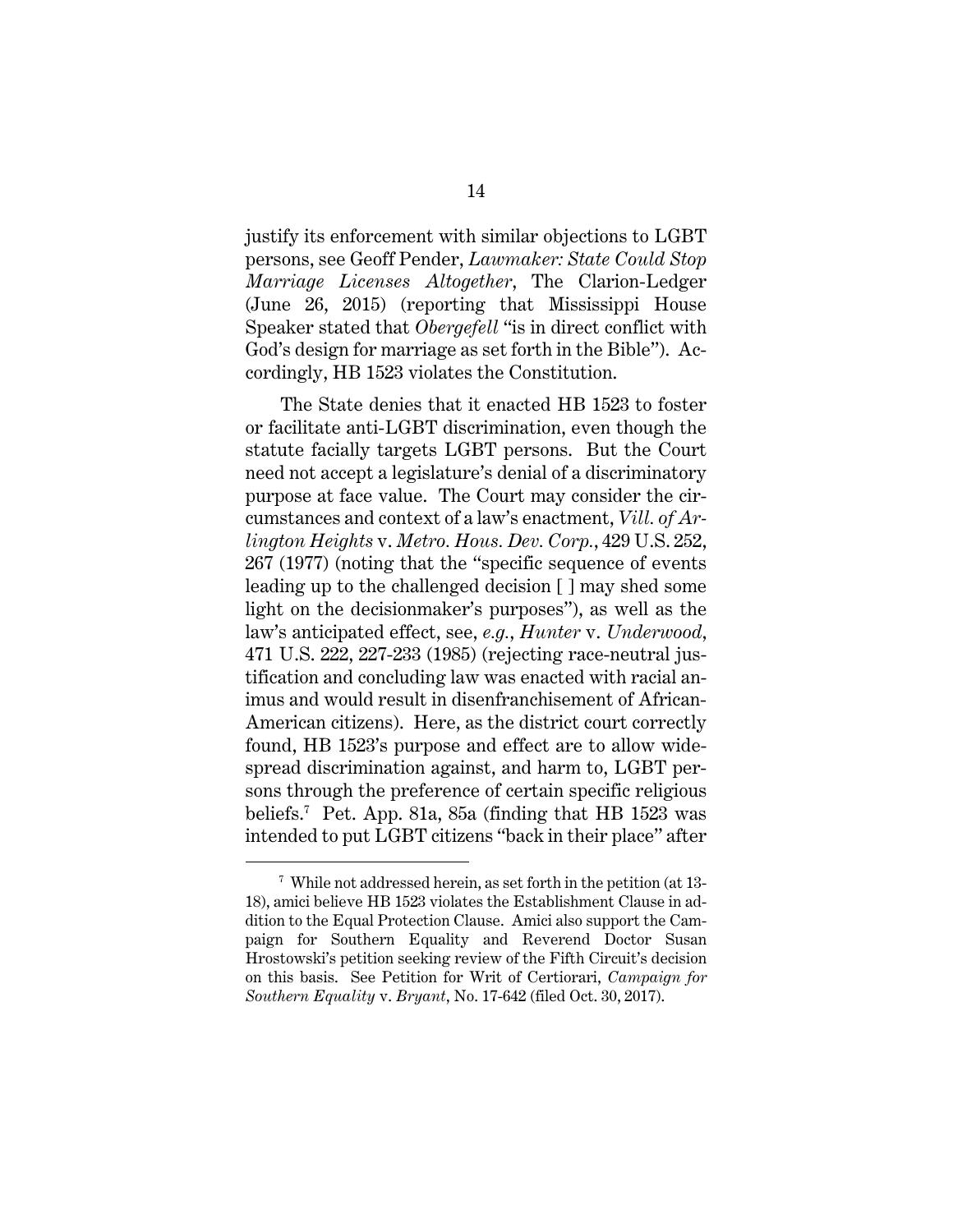justify its enforcement with similar objections to LGBT persons, see Geoff Pender, *Lawmaker: State Could Stop Marriage Licenses Altogether*, The Clarion-Ledger (June 26, 2015) (reporting that Mississippi House Speaker stated that *Obergefell* "is in direct conflict with God's design for marriage as set forth in the Bible"). Accordingly, HB 1523 violates the Constitution.

The State denies that it enacted HB 1523 to foster or facilitate anti-LGBT discrimination, even though the statute facially targets LGBT persons. But the Court need not accept a legislature's denial of a discriminatory purpose at face value. The Court may consider the circumstances and context of a law's enactment, *Vill. of Arlington Heights* v. *Metro. Hous. Dev. Corp.*, 429 U.S. 252, 267 (1977) (noting that the "specific sequence of events leading up to the challenged decision [ ] may shed some light on the decisionmaker's purposes"), as well as the law's anticipated effect, see, *e.g.*, *Hunter* v. *Underwood*, 471 U.S. 222, 227-233 (1985) (rejecting race-neutral justification and concluding law was enacted with racial animus and would result in disenfranchisement of African-American citizens). Here, as the district court correctly found, HB 1523's purpose and effect are to allow widespread discrimination against, and harm to, LGBT persons through the preference of certain specific religious beliefs.[7] Pet. App. 81a, 85a (finding that HB 1523 was intended to put LGBT citizens "back in their place" after

[7] While not addressed herein, as set forth in the petition (at 13-18), amici believe HB 1523 violates the Establishment Clause in addition to the Equal Protection Clause. Amici also support the Campaign for Southern Equality and Reverend Doctor Susan Hrostowski's petition seeking review of the Fifth Circuit's decision on this basis. See Petition for Writ of Certiorari, *Campaign for Southern Equality* v. *Bryant*, No. 17-642 (filed Oct. 30, 2017).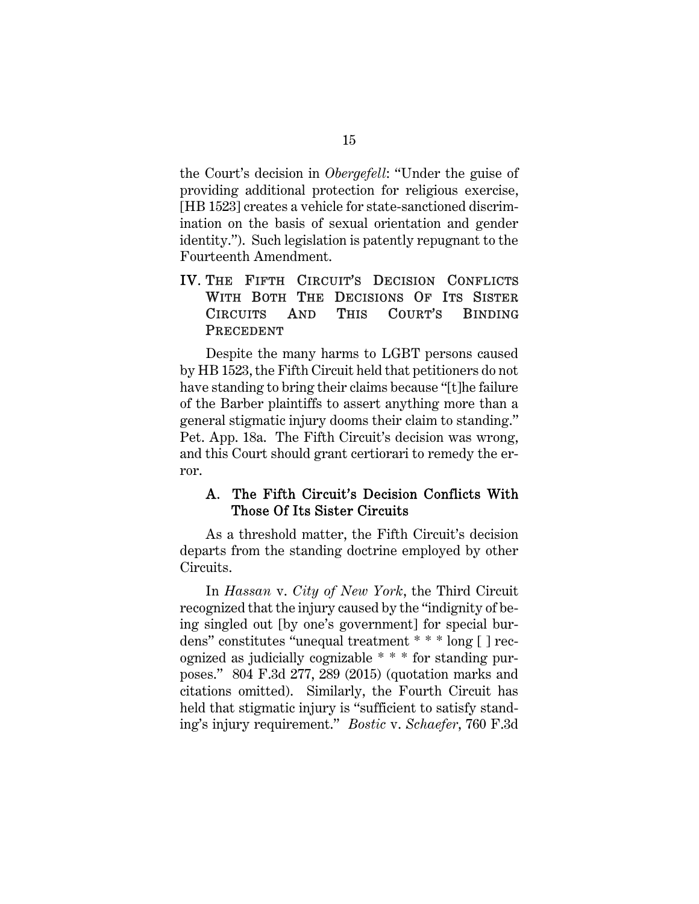the Court's decision in *Obergefell*: "Under the guise of providing additional protection for religious exercise, [HB 1523] creates a vehicle for state-sanctioned discrimination on the basis of sexual orientation and gender identity."). Such legislation is patently repugnant to the Fourteenth Amendment.

## IV. THE FIFTH CIRCUIT'S DECISION CONFLICTS WITH BOTH THE DECISIONS OF ITS SISTER CIRCUITS AND THIS COURT'S BINDING PRECEDENT

Despite the many harms to LGBT persons caused by HB 1523, the Fifth Circuit held that petitioners do not have standing to bring their claims because "[t]he failure of the Barber plaintiffs to assert anything more than a general stigmatic injury dooms their claim to standing." Pet. App. 18a. The Fifth Circuit's decision was wrong, and this Court should grant certiorari to remedy the error.

### A. The Fifth Circuit's Decision Conflicts With Those Of Its Sister Circuits

As a threshold matter, the Fifth Circuit's decision departs from the standing doctrine employed by other Circuits.

In *Hassan* v. *City of New York*, the Third Circuit recognized that the injury caused by the "indignity of being singled out [by one's government] for special burdens" constitutes "unequal treatment * * * long [ ] recognized as judicially cognizable * * * for standing purposes." 804 F.3d 277, 289 (2015) (quotation marks and citations omitted). Similarly, the Fourth Circuit has held that stigmatic injury is "sufficient to satisfy standing's injury requirement." *Bostic* v. *Schaefer*, 760 F.3d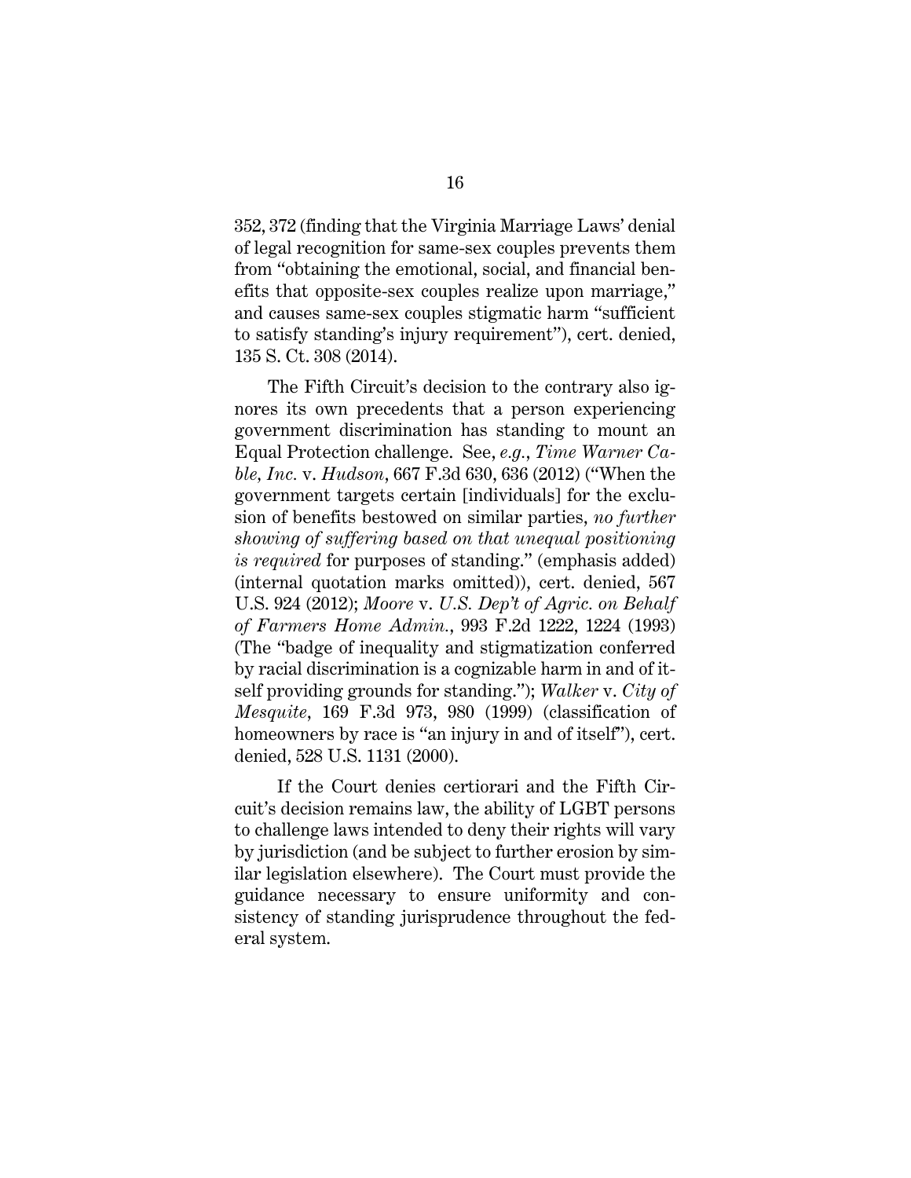352, 372 (finding that the Virginia Marriage Laws' denial of legal recognition for same-sex couples prevents them from "obtaining the emotional, social, and financial benefits that opposite-sex couples realize upon marriage," and causes same-sex couples stigmatic harm "sufficient to satisfy standing's injury requirement"), cert. denied, 135 S. Ct. 308 (2014).

The Fifth Circuit's decision to the contrary also ignores its own precedents that a person experiencing government discrimination has standing to mount an Equal Protection challenge. See, *e.g.*, *Time Warner Cable, Inc.* v. *Hudson*, 667 F.3d 630, 636 (2012) ("When the government targets certain [individuals] for the exclusion of benefits bestowed on similar parties, *no further showing of suffering based on that unequal positioning is required* for purposes of standing." (emphasis added) (internal quotation marks omitted)), cert. denied, 567 U.S. 924 (2012); *Moore* v. *U.S. Dep't of Agric. on Behalf of Farmers Home Admin.*, 993 F.2d 1222, 1224 (1993) (The "badge of inequality and stigmatization conferred by racial discrimination is a cognizable harm in and of itself providing grounds for standing."); *Walker* v. *City of Mesquite*, 169 F.3d 973, 980 (1999) (classification of homeowners by race is "an injury in and of itself"), cert. denied, 528 U.S. 1131 (2000).

If the Court denies certiorari and the Fifth Circuit's decision remains law, the ability of LGBT persons to challenge laws intended to deny their rights will vary by jurisdiction (and be subject to further erosion by similar legislation elsewhere). The Court must provide the guidance necessary to ensure uniformity and consistency of standing jurisprudence throughout the federal system.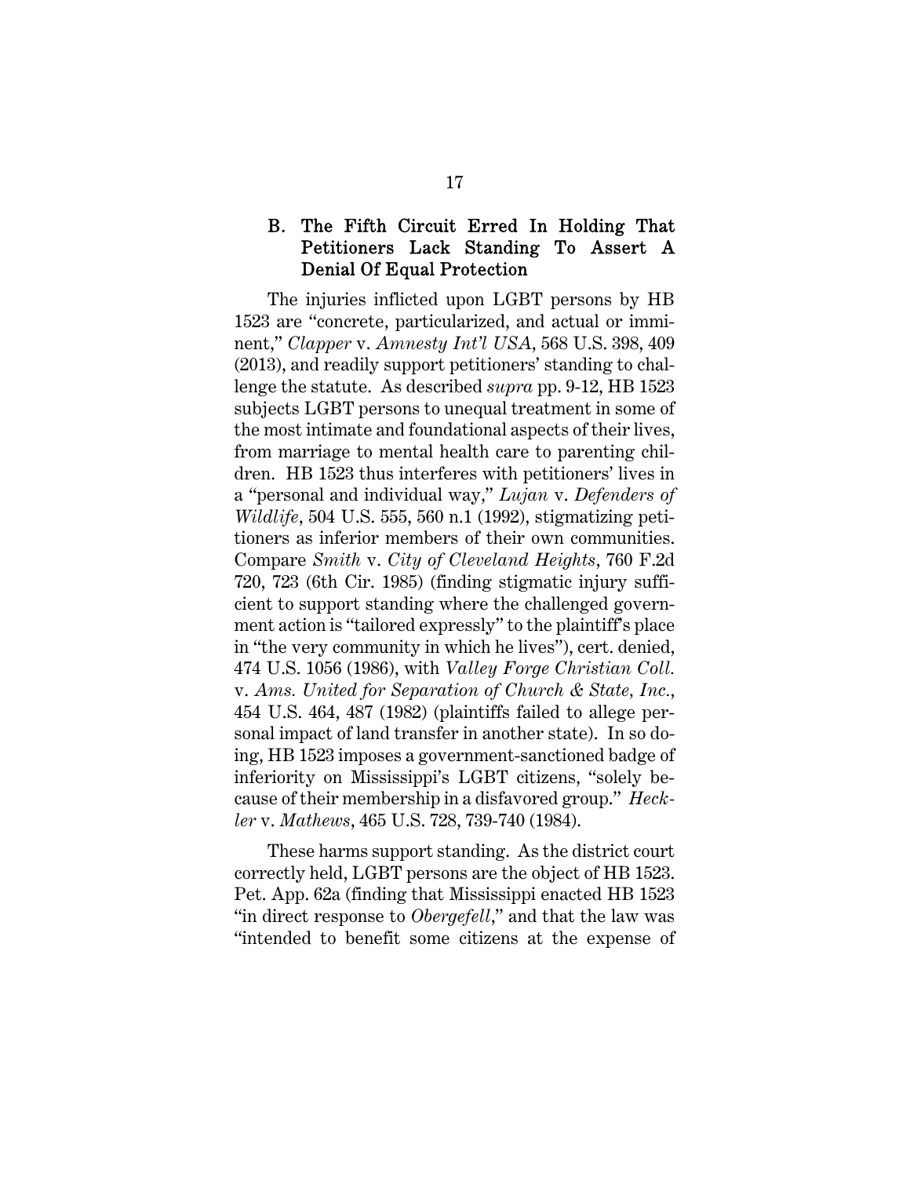### B. The Fifth Circuit Erred In Holding That Petitioners Lack Standing To Assert A Denial Of Equal Protection

The injuries inflicted upon LGBT persons by HB 1523 are "concrete, particularized, and actual or imminent," *Clapper* v. *Amnesty Int'l USA*, 568 U.S. 398, 409 (2013), and readily support petitioners' standing to challenge the statute. As described *supra* pp. 9-12, HB 1523 subjects LGBT persons to unequal treatment in some of the most intimate and foundational aspects of their lives, from marriage to mental health care to parenting children. HB 1523 thus interferes with petitioners' lives in a "personal and individual way," *Lujan* v. *Defenders of Wildlife*, 504 U.S. 555, 560 n.1 (1992), stigmatizing petitioners as inferior members of their own communities. Compare *Smith* v. *City of Cleveland Heights*, 760 F.2d 720, 723 (6th Cir. 1985) (finding stigmatic injury sufficient to support standing where the challenged government action is "tailored expressly" to the plaintiff's place in "the very community in which he lives"), cert. denied, 474 U.S. 1056 (1986), with *Valley Forge Christian Coll.* v. *Ams. United for Separation of Church & State, Inc.*, 454 U.S. 464, 487 (1982) (plaintiffs failed to allege personal impact of land transfer in another state). In so doing, HB 1523 imposes a government-sanctioned badge of inferiority on Mississippi's LGBT citizens, "solely because of their membership in a disfavored group." *Heckler* v. *Mathews*, 465 U.S. 728, 739-740 (1984).

These harms support standing. As the district court correctly held, LGBT persons are the object of HB 1523. Pet. App. 62a (finding that Mississippi enacted HB 1523 "in direct response to *Obergefell*," and that the law was "intended to benefit some citizens at the expense of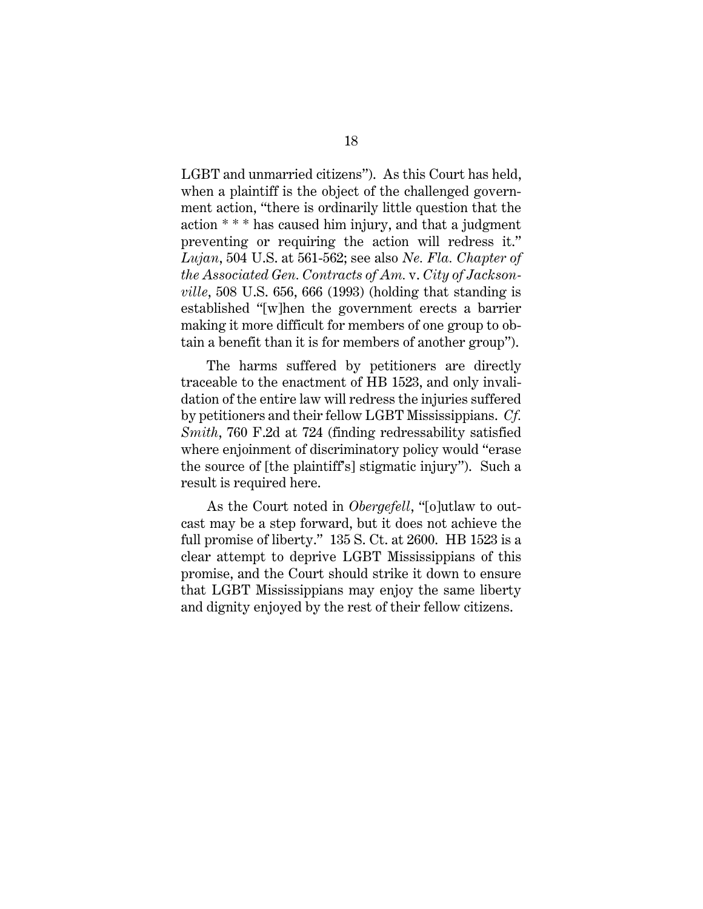LGBT and unmarried citizens"). As this Court has held, when a plaintiff is the object of the challenged government action, "there is ordinarily little question that the action * * * has caused him injury, and that a judgment preventing or requiring the action will redress it." *Lujan*, 504 U.S. at 561-562; see also *Ne. Fla. Chapter of the Associated Gen. Contracts of Am.* v. *City of Jacksonville*, 508 U.S. 656, 666 (1993) (holding that standing is established "[w]hen the government erects a barrier making it more difficult for members of one group to obtain a benefit than it is for members of another group").

The harms suffered by petitioners are directly traceable to the enactment of HB 1523, and only invalidation of the entire law will redress the injuries suffered by petitioners and their fellow LGBT Mississippians. *Cf. Smith*, 760 F.2d at 724 (finding redressability satisfied where enjoinment of discriminatory policy would "erase the source of [the plaintiff's] stigmatic injury"). Such a result is required here.

As the Court noted in *Obergefell*, "[o]utlaw to outcast may be a step forward, but it does not achieve the full promise of liberty." 135 S. Ct. at 2600. HB 1523 is a clear attempt to deprive LGBT Mississippians of this promise, and the Court should strike it down to ensure that LGBT Mississippians may enjoy the same liberty and dignity enjoyed by the rest of their fellow citizens.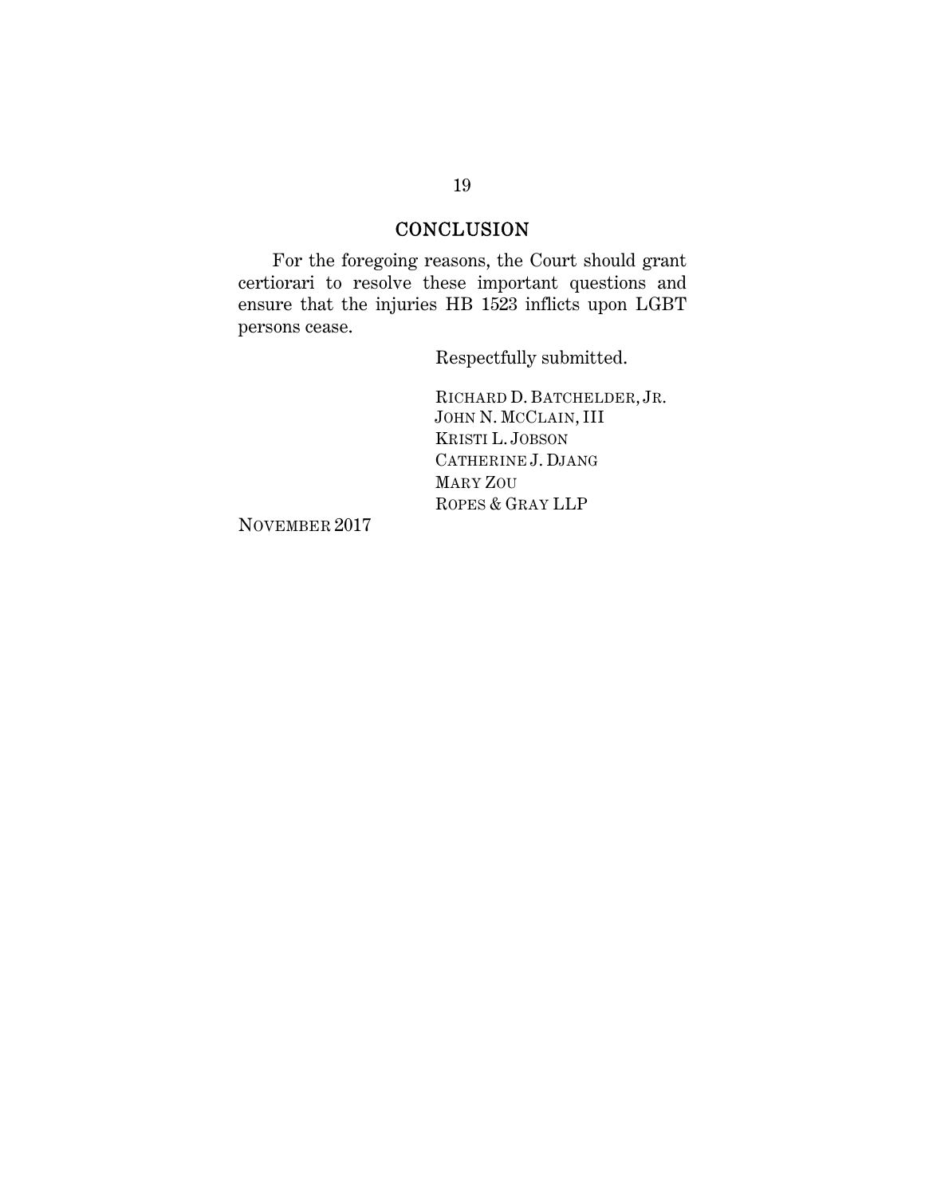## CONCLUSION

For the foregoing reasons, the Court should grant certiorari to resolve these important questions and ensure that the injuries HB 1523 inflicts upon LGBT persons cease.

Respectfully submitted.

RICHARD D. BATCHELDER, JR.
JOHN N. MCCLAIN, III
KRISTI L. JOBSON
CATHERINE J. DJANG
MARY ZOU
ROPES & GRAY LLP

NOVEMBER 2017